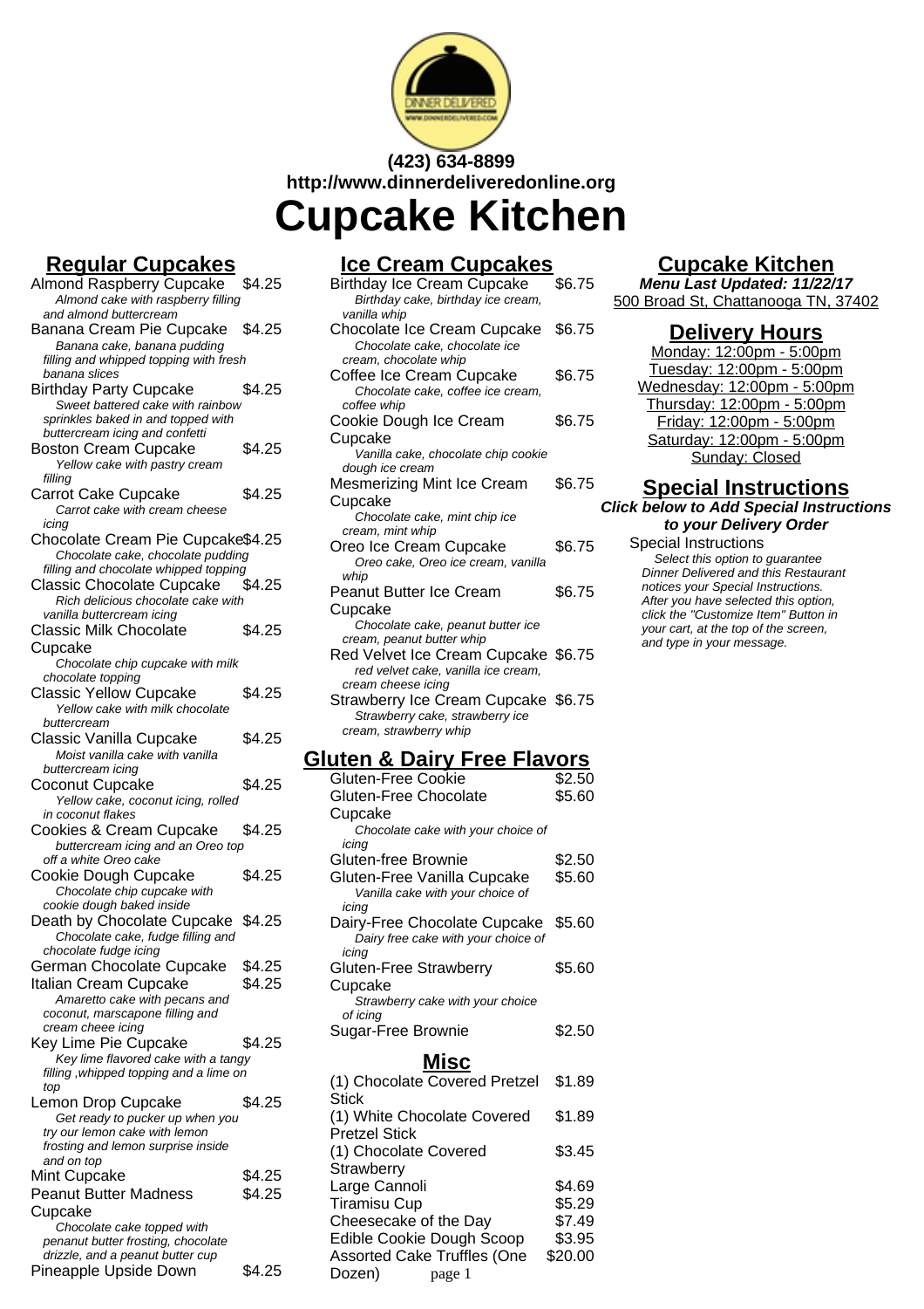**(423) 634-8899**
**http://www.dinnerdeliveredonline.org**

# Cupcake Kitchen

## Regular Cupcakes

Almond Raspberry Cupcake $4.25
*Almond cake with raspberry filling and almond buttercream*

Banana Cream Pie Cupcake $4.25
*Banana cake, banana pudding filling and whipped topping with fresh banana slices*

Birthday Party Cupcake $4.25
*Sweet battered cake with rainbow sprinkles baked in and topped with buttercream icing and confetti*

Boston Cream Cupcake $4.25
*Yellow cake with pastry cream filling*

Carrot Cake Cupcake $4.25
*Carrot cake with cream cheese icing*

Chocolate Cream Pie Cupcake $4.25
*Chocolate cake, chocolate pudding filling and chocolate whipped topping*

Classic Chocolate Cupcake $4.25
*Rich delicious chocolate cake with vanilla buttercream icing*

Classic Milk Chocolate Cupcake $4.25
*Chocolate chip cupcake with milk chocolate topping*

Classic Yellow Cupcake $4.25
*Yellow cake with milk chocolate buttercream*

Classic Vanilla Cupcake $4.25
*Moist vanilla cake with vanilla buttercream icing*

Coconut Cupcake $4.25
*Yellow cake, coconut icing, rolled in coconut flakes*

Cookies & Cream Cupcake $4.25
*buttercream icing and an Oreo top off a white Oreo cake*

Cookie Dough Cupcake $4.25
*Chocolate chip cupcake with cookie dough baked inside*

Death by Chocolate Cupcake $4.25
*Chocolate cake, fudge filling and chocolate fudge icing*

German Chocolate Cupcake $4.25

Italian Cream Cupcake $4.25
*Amaretto cake with pecans and coconut, marscapone filling and cream cheee icing*

Key Lime Pie Cupcake $4.25
*Key lime flavored cake with a tangy filling ,whipped topping and a lime on top*

Lemon Drop Cupcake $4.25
*Get ready to pucker up when you try our lemon cake with lemon frosting and lemon surprise inside and on top*

Mint Cupcake $4.25

Peanut Butter Madness Cupcake $4.25
*Chocolate cake topped with penanut butter frosting, chocolate drizzle, and a peanut butter cup*

Pineapple Upside Down $4.25

## Ice Cream Cupcakes

Birthday Ice Cream Cupcake $6.75
*Birthday cake, birthday ice cream, vanilla whip*

Chocolate Ice Cream Cupcake $6.75
*Chocolate cake, chocolate ice cream, chocolate whip*

Coffee Ice Cream Cupcake $6.75
*Chocolate cake, coffee ice cream, coffee whip*

Cookie Dough Ice Cream Cupcake $6.75
*Vanilla cake, chocolate chip cookie dough ice cream*

Mesmerizing Mint Ice Cream Cupcake $6.75
*Chocolate cake, mint chip ice cream, mint whip*

Oreo Ice Cream Cupcake $6.75
*Oreo cake, Oreo ice cream, vanilla whip*

Peanut Butter Ice Cream Cupcake $6.75
*Chocolate cake, peanut butter ice cream, peanut butter whip*

Red Velvet Ice Cream Cupcake $6.75
*red velvet cake, vanilla ice cream, cream cheese icing*

Strawberry Ice Cream Cupcake $6.75
*Strawberry cake, strawberry ice cream, strawberry whip*

## Gluten & Dairy Free Flavors

Gluten-Free Cookie $2.50

Gluten-Free Chocolate Cupcake $5.60
*Chocolate cake with your choice of icing*

Gluten-free Brownie $2.50

Gluten-Free Vanilla Cupcake $5.60
*Vanilla cake with your choice of icing*

Dairy-Free Chocolate Cupcake $5.60
*Dairy free cake with your choice of icing*

Gluten-Free Strawberry Cupcake $5.60
*Strawberry cake with your choice of icing*

Sugar-Free Brownie $2.50

## Misc

(1) Chocolate Covered Pretzel Stick $1.89

(1) White Chocolate Covered Pretzel Stick $1.89

(1) Chocolate Covered Strawberry $3.45

Large Cannoli $4.69

Tiramisu Cup $5.29

Cheesecake of the Day $7.49

Edible Cookie Dough Scoop $3.95

Assorted Cake Truffles (One Dozen) $20.00

## Cupcake Kitchen

**Menu Last Updated: 11/22/17**

500 Broad St, Chattanooga TN, 37402

## Delivery Hours

Monday: 12:00pm - 5:00pm
Tuesday: 12:00pm - 5:00pm
Wednesday: 12:00pm - 5:00pm
Thursday: 12:00pm - 5:00pm
Friday: 12:00pm - 5:00pm
Saturday: 12:00pm - 5:00pm
Sunday: Closed

## Special Instructions

**Click below to Add Special Instructions to your Delivery Order**

Special Instructions
*Select this option to guarantee Dinner Delivered and this Restaurant notices your Special Instructions. After you have selected this option, click the "Customize Item" Button in your cart, at the top of the screen, and type in your message.*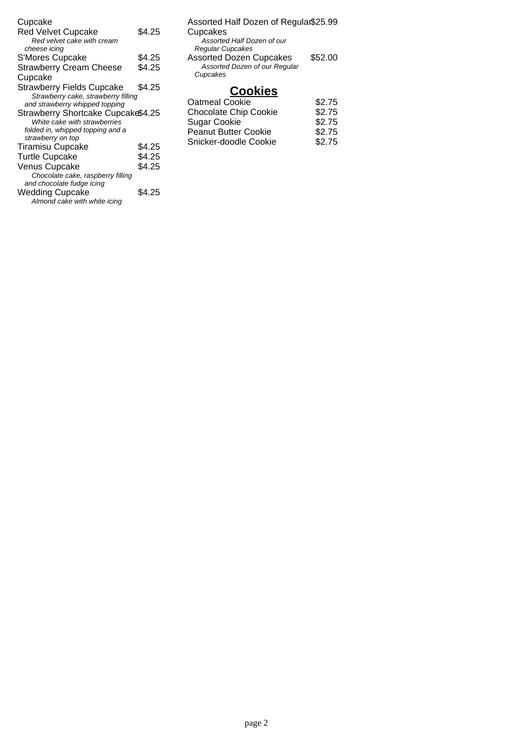Cupcake

Red Velvet Cupcake $4.25

*Red velvet cake with cream cheese icing*

S'Mores Cupcake $4.25

Strawberry Cream Cheese Cupcake $4.25

Strawberry Fields Cupcake $4.25

*Strawberry cake, strawberry filling and strawberry whipped topping*

Strawberry Shortcake Cupcake $4.25

*White cake with strawberries folded in, whipped topping and a strawberry on top*

Tiramisu Cupcake $4.25

Turtle Cupcake $4.25

Venus Cupcake $4.25

*Chocolate cake, raspberry filling and chocolate fudge icing*

Wedding Cupcake $4.25

*Almond cake with white icing*

Assorted Half Dozen of Regular Cupcakes $25.99

*Assorted Half Dozen of our Regular Cupcakes*

Assorted Dozen Cupcakes $52.00

*Assorted Dozen of our Regular Cupcakes*

## Cookies

| | |
|---|---|
| Oatmeal Cookie | $2.75 |
| Chocolate Chip Cookie | $2.75 |
| Sugar Cookie | $2.75 |
| Peanut Butter Cookie | $2.75 |
| Snicker-doodle Cookie | $2.75 |